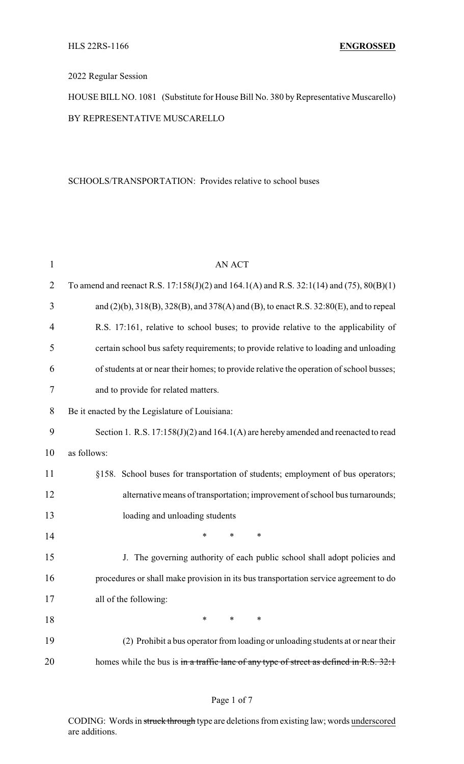HLS 22RS-1166 **ENGROSSED**

2022 Regular Session

HOUSE BILL NO. 1081 (Substitute for House Bill No. 380 by Representative Muscarello)

BY REPRESENTATIVE MUSCARELLO

SCHOOLS/TRANSPORTATION: Provides relative to school buses

AN ACT

To amend and reenact R.S. 17:158(J)(2) and 164.1(A) and R.S. 32:1(14) and (75), 80(B)(1) and (2)(b), 318(B), 328(B), and 378(A) and (B), to enact R.S. 32:80(E), and to repeal R.S. 17:161, relative to school buses; to provide relative to the applicability of certain school bus safety requirements; to provide relative to loading and unloading of students at or near their homes; to provide relative the operation of school busses; and to provide for related matters.

Be it enacted by the Legislature of Louisiana:

Section 1. R.S. 17:158(J)(2) and 164.1(A) are hereby amended and reenacted to read as follows:

§158. School buses for transportation of students; employment of bus operators; alternative means of transportation; improvement of school bus turnarounds; loading and unloading students

\* \* \*

J. The governing authority of each public school shall adopt policies and procedures or shall make provision in its bus transportation service agreement to do all of the following:

\* \* \*

(2) Prohibit a bus operator from loading or unloading students at or near their homes while the bus is ~~in a traffic lane of any type of street as defined in R.S. 32:1~~

CODING: Words in ~~struck through~~ type are deletions from existing law; words underscored are additions.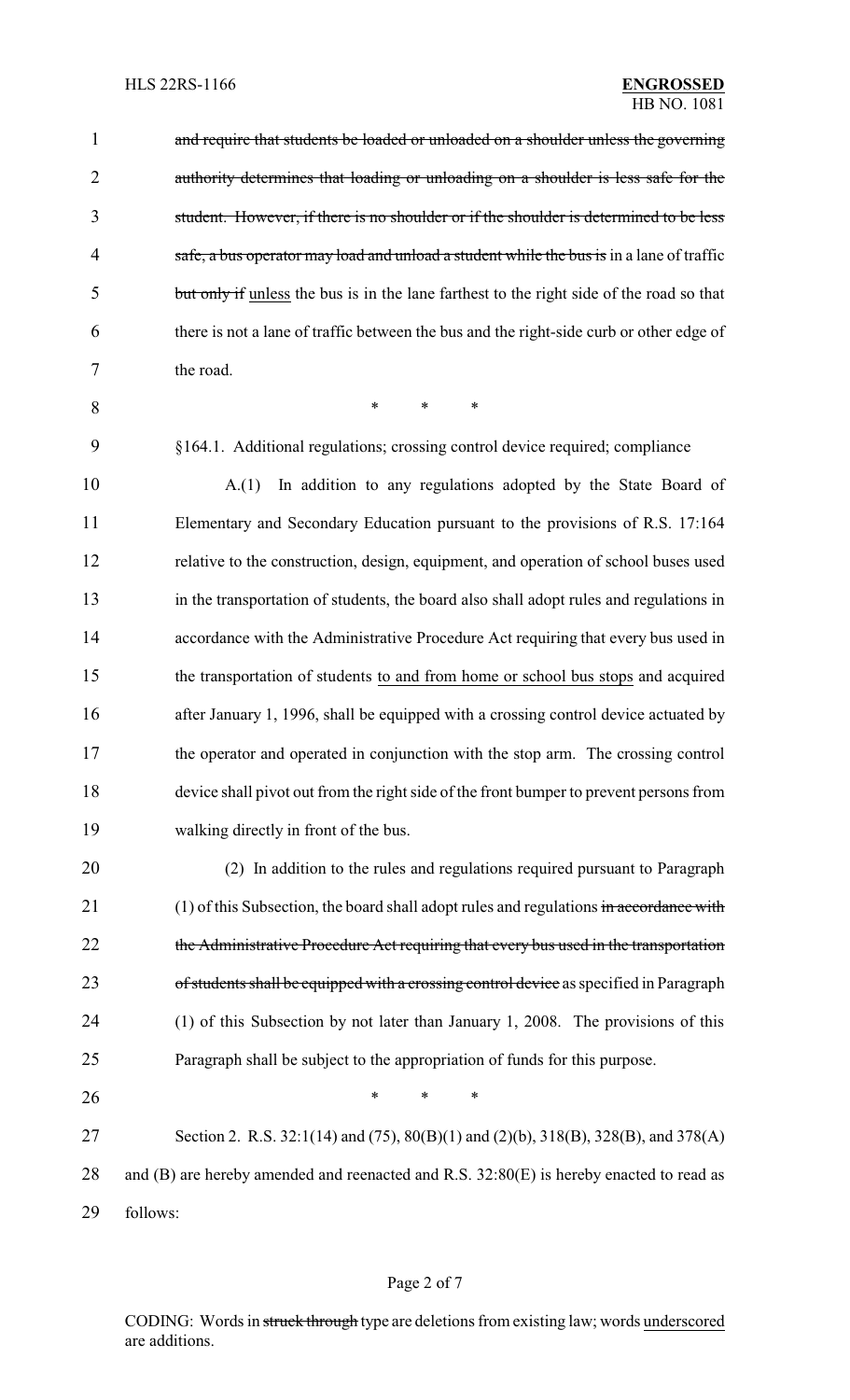~~and require that students be loaded or unloaded on a shoulder unless the governing authority determines that loading or unloading on a shoulder is less safe for the student. However, if there is no shoulder or if the shoulder is determined to be less safe, a bus operator may load and unload a student while the bus is~~ in a lane of traffic ~~but only if~~ unless the bus is in the lane farthest to the right side of the road so that there is not a lane of traffic between the bus and the right-side curb or other edge of the road.

\* \* \*

§164.1. Additional regulations; crossing control device required; compliance

A.(1) In addition to any regulations adopted by the State Board of Elementary and Secondary Education pursuant to the provisions of R.S. 17:164 relative to the construction, design, equipment, and operation of school buses used in the transportation of students, the board also shall adopt rules and regulations in accordance with the Administrative Procedure Act requiring that every bus used in the transportation of students <u>to and from home or school bus stops</u> and acquired after January 1, 1996, shall be equipped with a crossing control device actuated by the operator and operated in conjunction with the stop arm. The crossing control device shall pivot out from the right side of the front bumper to prevent persons from walking directly in front of the bus.

(2) In addition to the rules and regulations required pursuant to Paragraph (1) of this Subsection, the board shall adopt rules and regulations ~~in accordance with the Administrative Procedure Act requiring that every bus used in the transportation of students shall be equipped with a crossing control device~~ as specified in Paragraph (1) of this Subsection by not later than January 1, 2008. The provisions of this Paragraph shall be subject to the appropriation of funds for this purpose.

\* \* \*

Section 2. R.S. 32:1(14) and (75), 80(B)(1) and (2)(b), 318(B), 328(B), and 378(A) and (B) are hereby amended and reenacted and R.S. 32:80(E) is hereby enacted to read as follows: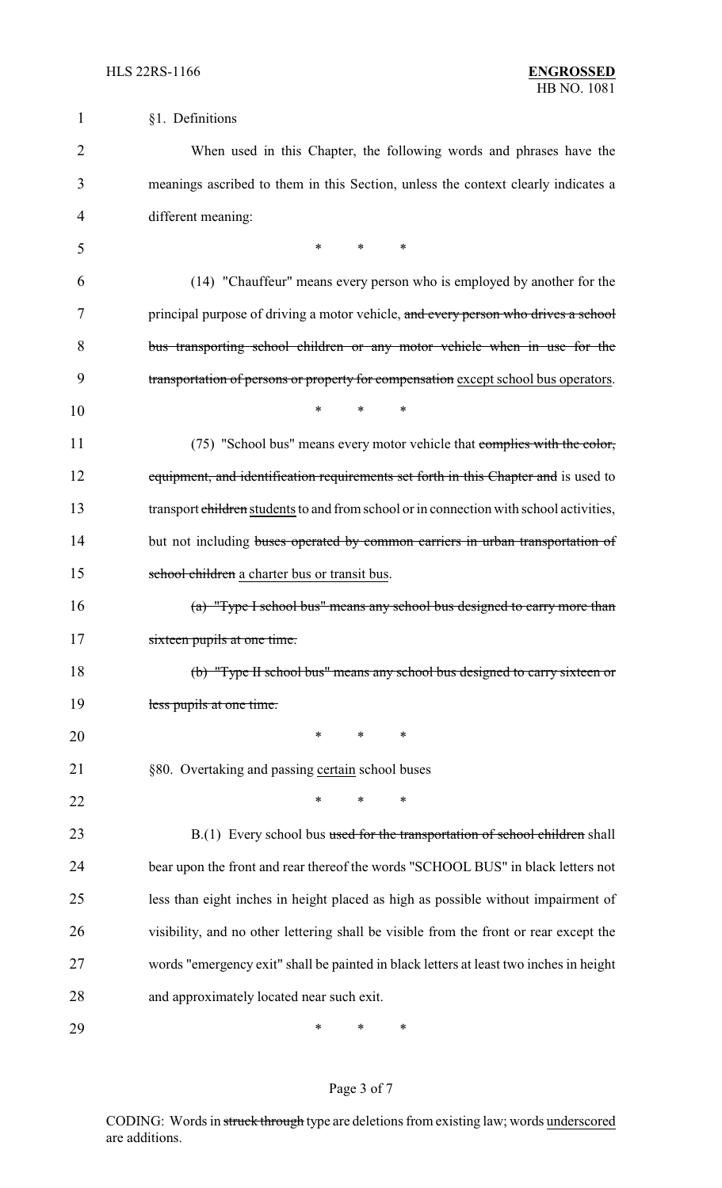§1. Definitions

When used in this Chapter, the following words and phrases have the meanings ascribed to them in this Section, unless the context clearly indicates a different meaning:

\* \* \*

(14) "Chauffeur" means every person who is employed by another for the principal purpose of driving a motor vehicle, ~~and every person who drives a school bus transporting school children or any motor vehicle when in use for the transportation of persons or property for compensation~~ <u>except school bus operators</u>.

\* \* \*

(75) "School bus" means every motor vehicle that ~~complies with the color, equipment, and identification requirements set forth in this Chapter and~~ is used to transport ~~children~~ <u>students</u> to and from school or in connection with school activities, but not including ~~buses operated by common carriers in urban transportation of school children~~ <u>a charter bus or transit bus</u>.

~~(a) "Type I school bus" means any school bus designed to carry more than sixteen pupils at one time.~~

~~(b) "Type II school bus" means any school bus designed to carry sixteen or less pupils at one time.~~

\* \* \*

§80. Overtaking and passing <u>certain</u> school buses

\* \* \*

B.(1) Every school bus ~~used for the transportation of school children~~ shall bear upon the front and rear thereof the words "SCHOOL BUS" in black letters not less than eight inches in height placed as high as possible without impairment of visibility, and no other lettering shall be visible from the front or rear except the words "emergency exit" shall be painted in black letters at least two inches in height and approximately located near such exit.

\* \* \*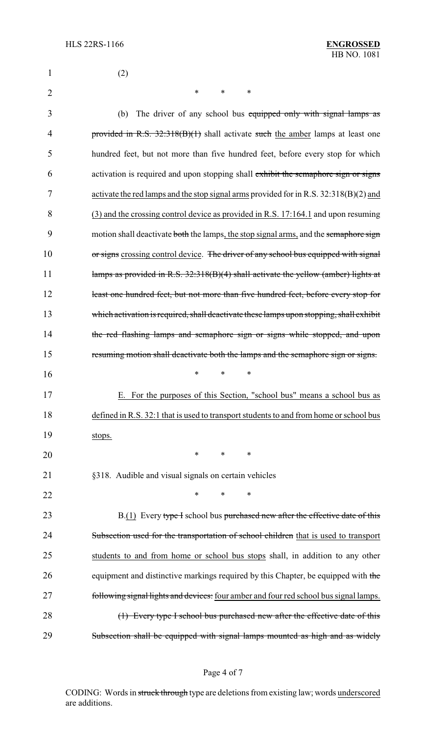(2)

\* \* \*

(b) The driver of any school bus ~~equipped only with signal lamps as provided in R.S. 32:318(B)(1)~~ shall activate ~~such~~ the amber lamps at least one hundred feet, but not more than five hundred feet, before every stop for which activation is required and upon stopping shall ~~exhibit the semaphore sign or signs~~ activate the red lamps and the stop signal arms provided for in R.S. 32:318(B)(2) and (3) and the crossing control device as provided in R.S. 17:164.1 and upon resuming motion shall deactivate ~~both~~ the lamps, the stop signal arms, and the ~~semaphore sign or signs~~ crossing control device. ~~The driver of any school bus equipped with signal lamps as provided in R.S. 32:318(B)(4) shall activate the yellow (amber) lights at least one hundred feet, but not more than five hundred feet, before every stop for which activation is required, shall deactivate these lamps upon stopping, shall exhibit the red flashing lamps and semaphore sign or signs while stopped, and upon resuming motion shall deactivate both the lamps and the semaphore sign or signs.~~

\* \* \*

E. For the purposes of this Section, "school bus" means a school bus as defined in R.S. 32:1 that is used to transport students to and from home or school bus stops.

\* \* \*

§318. Audible and visual signals on certain vehicles

\* \* \*

B.(1) Every ~~type I~~ school bus ~~purchased new after the effective date of this Subsection used for the transportation of school children~~ that is used to transport students to and from home or school bus stops shall, in addition to any other equipment and distinctive markings required by this Chapter, be equipped with ~~the following signal lights and devices:~~ four amber and four red school bus signal lamps.

~~(1) Every type I school bus purchased new after the effective date of this Subsection shall be equipped with signal lamps mounted as high and as widely~~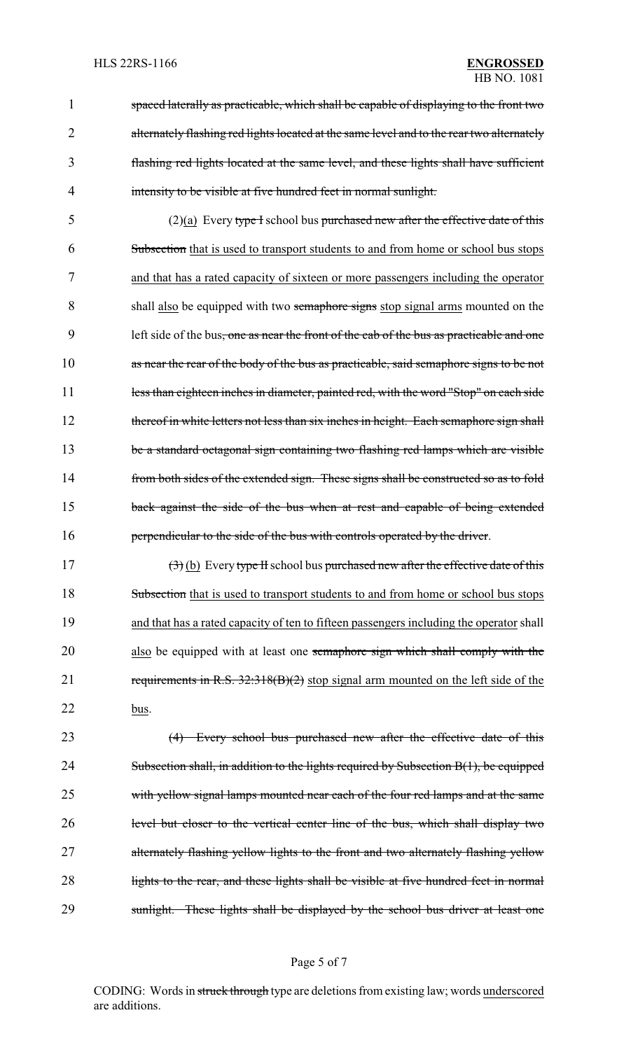spaced laterally as practicable, which shall be capable of displaying to the front two alternately flashing red lights located at the same level and to the rear two alternately flashing red lights located at the same level, and these lights shall have sufficient intensity to be visible at five hundred feet in normal sunlight.

(2)(a) Every type I school bus purchased new after the effective date of this Subsection that is used to transport students to and from home or school bus stops and that has a rated capacity of sixteen or more passengers including the operator shall also be equipped with two semaphore signs stop signal arms mounted on the left side of the bus, one as near the front of the cab of the bus as practicable and one as near the rear of the body of the bus as practicable, said semaphore signs to be not less than eighteen inches in diameter, painted red, with the word "Stop" on each side thereof in white letters not less than six inches in height. Each semaphore sign shall be a standard octagonal sign containing two flashing red lamps which are visible from both sides of the extended sign. These signs shall be constructed so as to fold back against the side of the bus when at rest and capable of being extended perpendicular to the side of the bus with controls operated by the driver.

(3) (b) Every type II school bus purchased new after the effective date of this Subsection that is used to transport students to and from home or school bus stops and that has a rated capacity of ten to fifteen passengers including the operator shall also be equipped with at least one semaphore sign which shall comply with the requirements in R.S. 32:318(B)(2) stop signal arm mounted on the left side of the bus.

(4) Every school bus purchased new after the effective date of this Subsection shall, in addition to the lights required by Subsection B(1), be equipped with yellow signal lamps mounted near each of the four red lamps and at the same level but closer to the vertical center line of the bus, which shall display two alternately flashing yellow lights to the front and two alternately flashing yellow lights to the rear, and these lights shall be visible at five hundred feet in normal sunlight. These lights shall be displayed by the school bus driver at least one

CODING: Words in struck through type are deletions from existing law; words underscored are additions.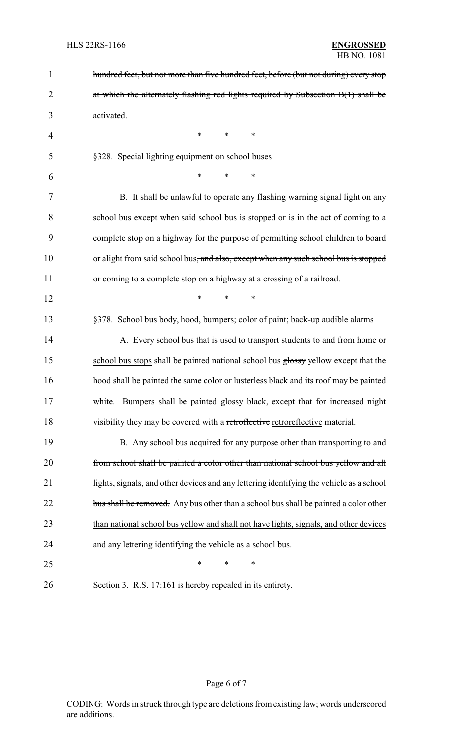~~hundred feet, but not more than five hundred feet, before (but not during) every stop at which the alternately flashing red lights required by Subsection B(1) shall be activated.~~

\* \* \*

§328. Special lighting equipment on school buses

\* \* \*

B. It shall be unlawful to operate any flashing warning signal light on any school bus except when said school bus is stopped or is in the act of coming to a complete stop on a highway for the purpose of permitting school children to board or alight from said school bus~~, and also, except when any such school bus is stopped or coming to a complete stop on a highway at a crossing of a railroad~~.

\* \* \*

§378. School bus body, hood, bumpers; color of paint; back-up audible alarms

A. Every school bus <u>that is used to transport students to and from home or school bus stops</u> shall be painted national school bus ~~glossy~~ yellow except that the hood shall be painted the same color or lusterless black and its roof may be painted white. Bumpers shall be painted glossy black, except that for increased night visibility they may be covered with a ~~retroflective~~ <u>retroreflective</u> material.

B. ~~Any school bus acquired for any purpose other than transporting to and from school shall be painted a color other than national school bus yellow and all lights, signals, and other devices and any lettering identifying the vehicle as a school bus shall be removed.~~ <u>Any bus other than a school bus shall be painted a color other than national school bus yellow and shall not have lights, signals, and other devices and any lettering identifying the vehicle as a school bus.</u>

\* \* \*

Section 3. R.S. 17:161 is hereby repealed in its entirety.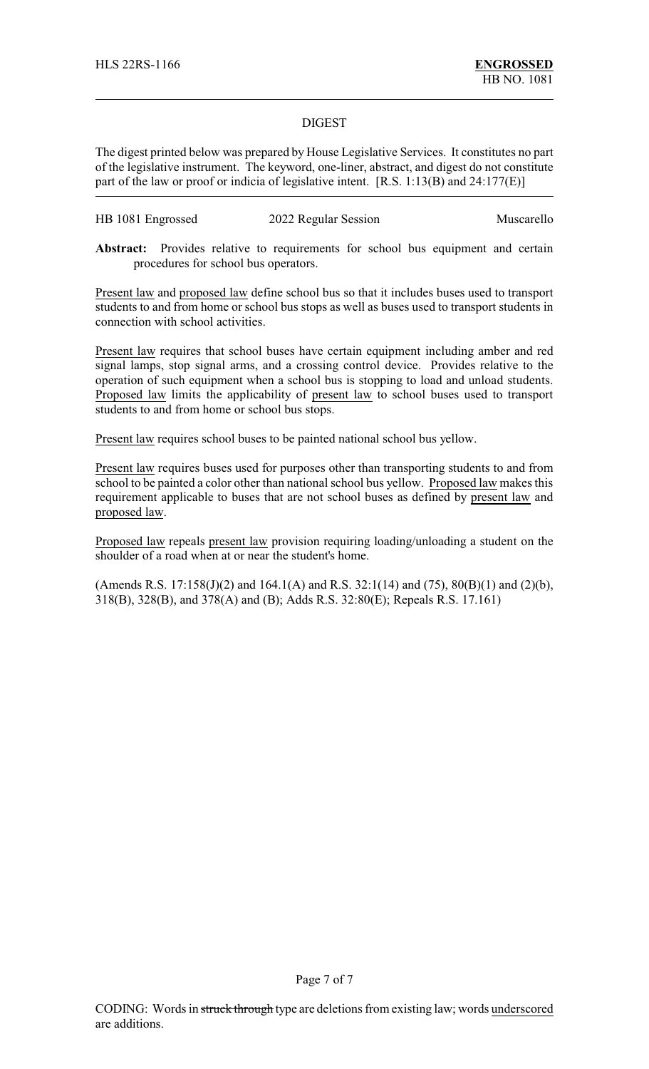HLS 22RS-1166 **ENGROSSED**
HB NO. 1081

DIGEST

The digest printed below was prepared by House Legislative Services. It constitutes no part of the legislative instrument. The keyword, one-liner, abstract, and digest do not constitute part of the law or proof or indicia of legislative intent. [R.S. 1:13(B) and 24:177(E)]

HB 1081 Engrossed 2022 Regular Session Muscarello

**Abstract:** Provides relative to requirements for school bus equipment and certain procedures for school bus operators.

Present law and proposed law define school bus so that it includes buses used to transport students to and from home or school bus stops as well as buses used to transport students in connection with school activities.

Present law requires that school buses have certain equipment including amber and red signal lamps, stop signal arms, and a crossing control device. Provides relative to the operation of such equipment when a school bus is stopping to load and unload students. Proposed law limits the applicability of present law to school buses used to transport students to and from home or school bus stops.

Present law requires school buses to be painted national school bus yellow.

Present law requires buses used for purposes other than transporting students to and from school to be painted a color other than national school bus yellow. Proposed law makes this requirement applicable to buses that are not school buses as defined by present law and proposed law.

Proposed law repeals present law provision requiring loading/unloading a student on the shoulder of a road when at or near the student's home.

(Amends R.S. 17:158(J)(2) and 164.1(A) and R.S. 32:1(14) and (75), 80(B)(1) and (2)(b), 318(B), 328(B), and 378(A) and (B); Adds R.S. 32:80(E); Repeals R.S. 17.161)

CODING: Words in ~~struck through~~ type are deletions from existing law; words underscored are additions.